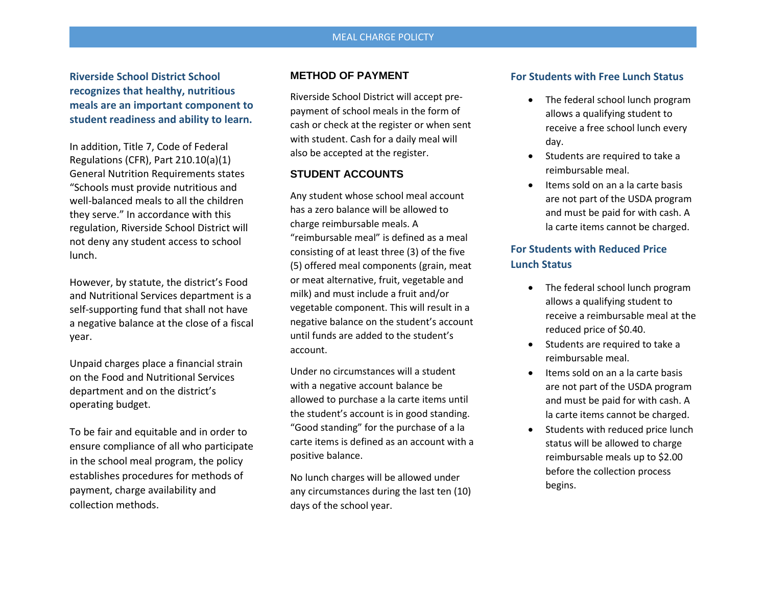# MEAL CHARGE POLICTY

**Riverside School District School recognizes that healthy, nutritious meals are an important component to student readiness and ability to learn.**

In addition, Title 7, Code of Federal Regulations (CFR), Part 210.10(a)(1) General Nutrition Requirements states "Schools must provide nutritious and well-balanced meals to all the children they serve." In accordance with this regulation, Riverside School District will not deny any student access to school lunch.

However, by statute, the district's Food and Nutritional Services department is a self-supporting fund that shall not have a negative balance at the close of a fiscal year.

Unpaid charges place a financial strain on the Food and Nutritional Services department and on the district's operating budget.

To be fair and equitable and in order to ensure compliance of all who participate in the school meal program, the policy establishes procedures for methods of payment, charge availability and collection methods.

## METHOD OF PAYMENT

Riverside School District will accept pre-payment of school meals in the form of cash or check at the register or when sent with student. Cash for a daily meal will also be accepted at the register.

## STUDENT ACCOUNTS

Any student whose school meal account has a zero balance will be allowed to charge reimbursable meals. A "reimbursable meal" is defined as a meal consisting of at least three (3) of the five (5) offered meal components (grain, meat or meat alternative, fruit, vegetable and milk) and must include a fruit and/or vegetable component. This will result in a negative balance on the student's account until funds are added to the student's account.

Under no circumstances will a student with a negative account balance be allowed to purchase a la carte items until the student's account is in good standing. "Good standing" for the purchase of a la carte items is defined as an account with a positive balance.

No lunch charges will be allowed under any circumstances during the last ten (10) days of the school year.

## For Students with Free Lunch Status

- The federal school lunch program allows a qualifying student to receive a free school lunch every day.
- Students are required to take a reimbursable meal.
- Items sold on an a la carte basis are not part of the USDA program and must be paid for with cash. A la carte items cannot be charged.

## For Students with Reduced Price Lunch Status

- The federal school lunch program allows a qualifying student to receive a reimbursable meal at the reduced price of $0.40.
- Students are required to take a reimbursable meal.
- Items sold on an a la carte basis are not part of the USDA program and must be paid for with cash. A la carte items cannot be charged.
- Students with reduced price lunch status will be allowed to charge reimbursable meals up to $2.00 before the collection process begins.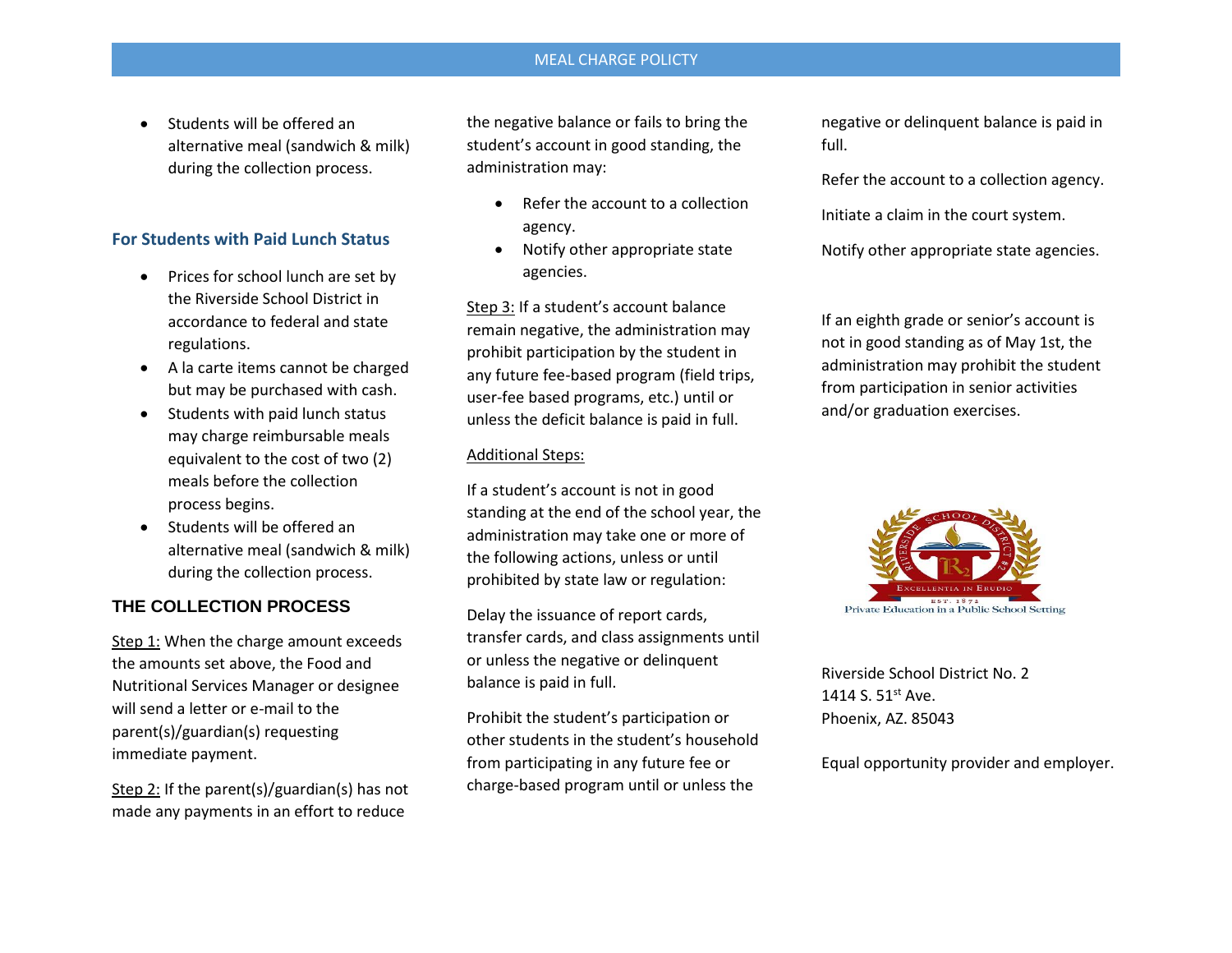- Students will be offered an alternative meal (sandwich & milk) during the collection process.

### For Students with Paid Lunch Status

- Prices for school lunch are set by the Riverside School District in accordance to federal and state regulations.
- A la carte items cannot be charged but may be purchased with cash.
- Students with paid lunch status may charge reimbursable meals equivalent to the cost of two (2) meals before the collection process begins.
- Students will be offered an alternative meal (sandwich & milk) during the collection process.

## THE COLLECTION PROCESS

Step 1: When the charge amount exceeds the amounts set above, the Food and Nutritional Services Manager or designee will send a letter or e-mail to the parent(s)/guardian(s) requesting immediate payment.

Step 2: If the parent(s)/guardian(s) has not made any payments in an effort to reduce the negative balance or fails to bring the student's account in good standing, the administration may:

- Refer the account to a collection agency.
- Notify other appropriate state agencies.

Step 3: If a student's account balance remain negative, the administration may prohibit participation by the student in any future fee-based program (field trips, user-fee based programs, etc.) until or unless the deficit balance is paid in full.

Additional Steps:

If a student's account is not in good standing at the end of the school year, the administration may take one or more of the following actions, unless or until prohibited by state law or regulation:

Delay the issuance of report cards, transfer cards, and class assignments until or unless the negative or delinquent balance is paid in full.

Prohibit the student's participation or other students in the student's household from participating in any future fee or charge-based program until or unless the negative or delinquent balance is paid in full.

Refer the account to a collection agency.

Initiate a claim in the court system.

Notify other appropriate state agencies.

If an eighth grade or senior's account is not in good standing as of May 1st, the administration may prohibit the student from participation in senior activities and/or graduation exercises.

Riverside School District No. 2
1414 S. 51st Ave.
Phoenix, AZ. 85043

Equal opportunity provider and employer.